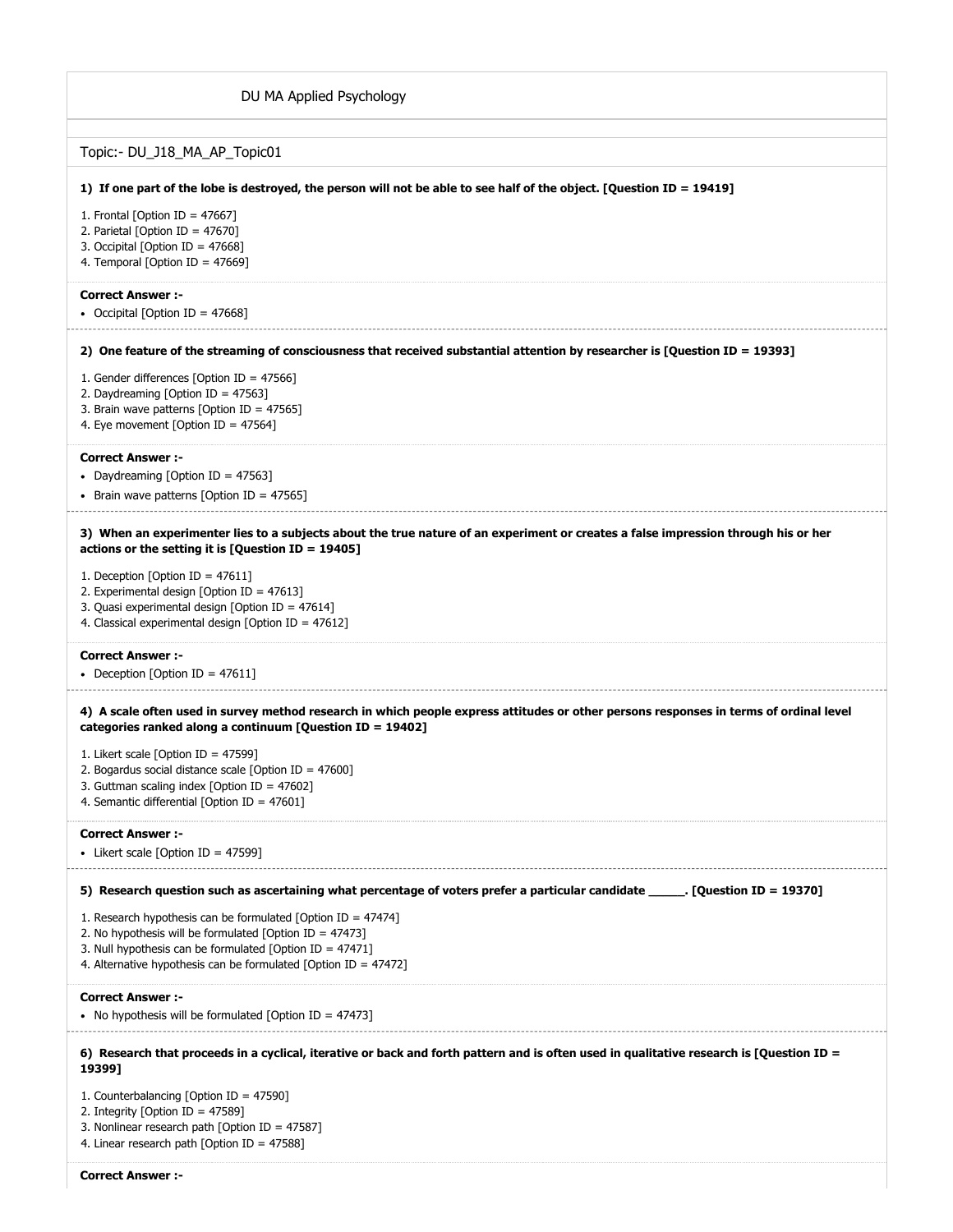# DU MA Applied Psychology

## Topic:- DU_J18_MA_AP_Topic01

**1) If one part of the lobe is destroyed, the person will not be able to see half of the object. [Question ID = 19419]**

1. Frontal [Option ID = 47667]
2. Parietal [Option ID = 47670]
3. Occipital [Option ID = 47668]
4. Temporal [Option ID = 47669]

**Correct Answer :-**

- Occipital [Option ID = 47668]

**2) One feature of the streaming of consciousness that received substantial attention by researcher is [Question ID = 19393]**

1. Gender differences [Option ID = 47566]
2. Daydreaming [Option ID = 47563]
3. Brain wave patterns [Option ID = 47565]
4. Eye movement [Option ID = 47564]

**Correct Answer :-**

- Daydreaming [Option ID = 47563]
- Brain wave patterns [Option ID = 47565]

**3) When an experimenter lies to a subjects about the true nature of an experiment or creates a false impression through his or her actions or the setting it is [Question ID = 19405]**

1. Deception [Option ID = 47611]
2. Experimental design [Option ID = 47613]
3. Quasi experimental design [Option ID = 47614]
4. Classical experimental design [Option ID = 47612]

**Correct Answer :-**

- Deception [Option ID = 47611]

**4) A scale often used in survey method research in which people express attitudes or other persons responses in terms of ordinal level categories ranked along a continuum [Question ID = 19402]**

1. Likert scale [Option ID = 47599]
2. Bogardus social distance scale [Option ID = 47600]
3. Guttman scaling index [Option ID = 47602]
4. Semantic differential [Option ID = 47601]

**Correct Answer :-**

- Likert scale [Option ID = 47599]

**5) Research question such as ascertaining what percentage of voters prefer a particular candidate _____. [Question ID = 19370]**

1. Research hypothesis can be formulated [Option ID = 47474]
2. No hypothesis will be formulated [Option ID = 47473]
3. Null hypothesis can be formulated [Option ID = 47471]
4. Alternative hypothesis can be formulated [Option ID = 47472]

**Correct Answer :-**

- No hypothesis will be formulated [Option ID = 47473]

**6) Research that proceeds in a cyclical, iterative or back and forth pattern and is often used in qualitative research is [Question ID = 19399]**

1. Counterbalancing [Option ID = 47590]
2. Integrity [Option ID = 47589]
3. Nonlinear research path [Option ID = 47587]
4. Linear research path [Option ID = 47588]

**Correct Answer :-**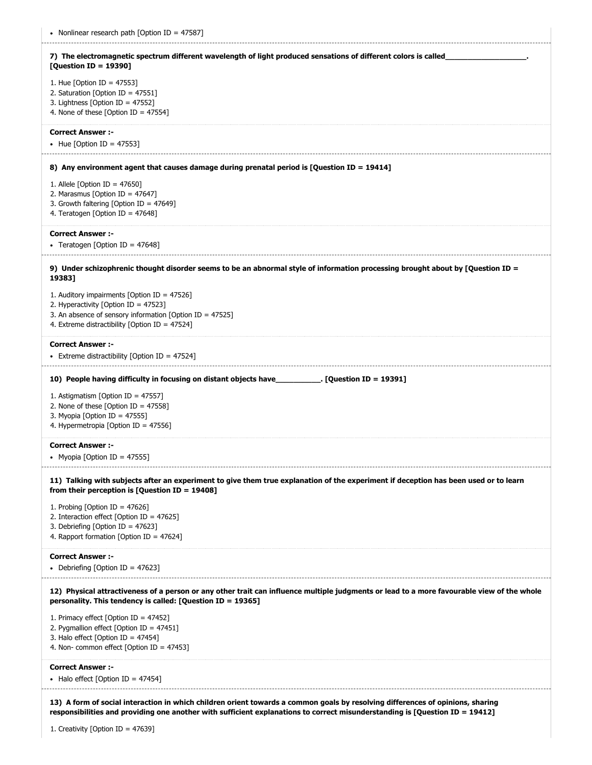- Nonlinear research path [Option ID = 47587]

**7) The electromagnetic spectrum different wavelength of light produced sensations of different colors is called____________________. [Question ID = 19390]**

1. Hue [Option ID = 47553]
2. Saturation [Option ID = 47551]
3. Lightness [Option ID = 47552]
4. None of these [Option ID = 47554]

**Correct Answer :-**

- Hue [Option ID = 47553]

**8) Any environment agent that causes damage during prenatal period is [Question ID = 19414]**

1. Allele [Option ID = 47650]
2. Marasmus [Option ID = 47647]
3. Growth faltering [Option ID = 47649]
4. Teratogen [Option ID = 47648]

**Correct Answer :-**

- Teratogen [Option ID = 47648]

**9) Under schizophrenic thought disorder seems to be an abnormal style of information processing brought about by [Question ID = 19383]**

1. Auditory impairments [Option ID = 47526]
2. Hyperactivity [Option ID = 47523]
3. An absence of sensory information [Option ID = 47525]
4. Extreme distractibility [Option ID = 47524]

**Correct Answer :-**

- Extreme distractibility [Option ID = 47524]

**10) People having difficulty in focusing on distant objects have___________. [Question ID = 19391]**

1. Astigmatism [Option ID = 47557]
2. None of these [Option ID = 47558]
3. Myopia [Option ID = 47555]
4. Hypermetropia [Option ID = 47556]

**Correct Answer :-**

- Myopia [Option ID = 47555]

**11) Talking with subjects after an experiment to give them true explanation of the experiment if deception has been used or to learn from their perception is [Question ID = 19408]**

1. Probing [Option ID = 47626]
2. Interaction effect [Option ID = 47625]
3. Debriefing [Option ID = 47623]
4. Rapport formation [Option ID = 47624]

**Correct Answer :-**

- Debriefing [Option ID = 47623]

**12) Physical attractiveness of a person or any other trait can influence multiple judgments or lead to a more favourable view of the whole personality. This tendency is called: [Question ID = 19365]**

1. Primacy effect [Option ID = 47452]
2. Pygmallion effect [Option ID = 47451]
3. Halo effect [Option ID = 47454]
4. Non- common effect [Option ID = 47453]

**Correct Answer :-**

- Halo effect [Option ID = 47454]

**13) A form of social interaction in which children orient towards a common goals by resolving differences of opinions, sharing responsibilities and providing one another with sufficient explanations to correct misunderstanding is [Question ID = 19412]**

1. Creativity [Option ID = 47639]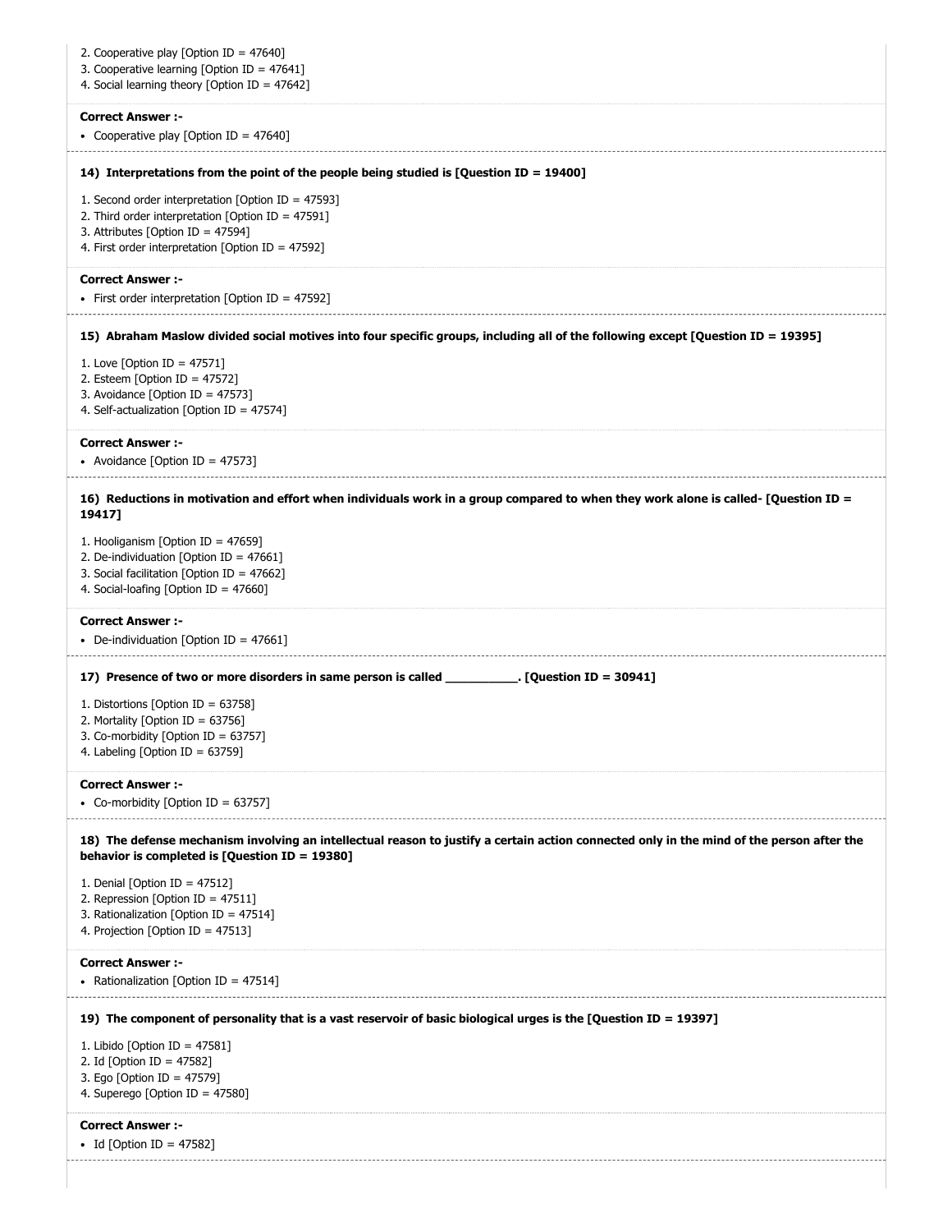2. Cooperative play [Option ID = 47640]
3. Cooperative learning [Option ID = 47641]
4. Social learning theory [Option ID = 47642]

**Correct Answer :-**

- Cooperative play [Option ID = 47640]

**14) Interpretations from the point of the people being studied is [Question ID = 19400]**

1. Second order interpretation [Option ID = 47593]
2. Third order interpretation [Option ID = 47591]
3. Attributes [Option ID = 47594]
4. First order interpretation [Option ID = 47592]

**Correct Answer :-**

- First order interpretation [Option ID = 47592]

**15) Abraham Maslow divided social motives into four specific groups, including all of the following except [Question ID = 19395]**

1. Love [Option ID = 47571]
2. Esteem [Option ID = 47572]
3. Avoidance [Option ID = 47573]
4. Self-actualization [Option ID = 47574]

**Correct Answer :-**

- Avoidance [Option ID = 47573]

**16) Reductions in motivation and effort when individuals work in a group compared to when they work alone is called- [Question ID = 19417]**

1. Hooliganism [Option ID = 47659]
2. De-individuation [Option ID = 47661]
3. Social facilitation [Option ID = 47662]
4. Social-loafing [Option ID = 47660]

**Correct Answer :-**

- De-individuation [Option ID = 47661]

**17) Presence of two or more disorders in same person is called ___________. [Question ID = 30941]**

1. Distortions [Option ID = 63758]
2. Mortality [Option ID = 63756]
3. Co-morbidity [Option ID = 63757]
4. Labeling [Option ID = 63759]

**Correct Answer :-**

- Co-morbidity [Option ID = 63757]

**18) The defense mechanism involving an intellectual reason to justify a certain action connected only in the mind of the person after the behavior is completed is [Question ID = 19380]**

1. Denial [Option ID = 47512]
2. Repression [Option ID = 47511]
3. Rationalization [Option ID = 47514]
4. Projection [Option ID = 47513]

**Correct Answer :-**

- Rationalization [Option ID = 47514]

**19) The component of personality that is a vast reservoir of basic biological urges is the [Question ID = 19397]**

1. Libido [Option ID = 47581]
2. Id [Option ID = 47582]
3. Ego [Option ID = 47579]
4. Superego [Option ID = 47580]

**Correct Answer :-**

- Id [Option ID = 47582]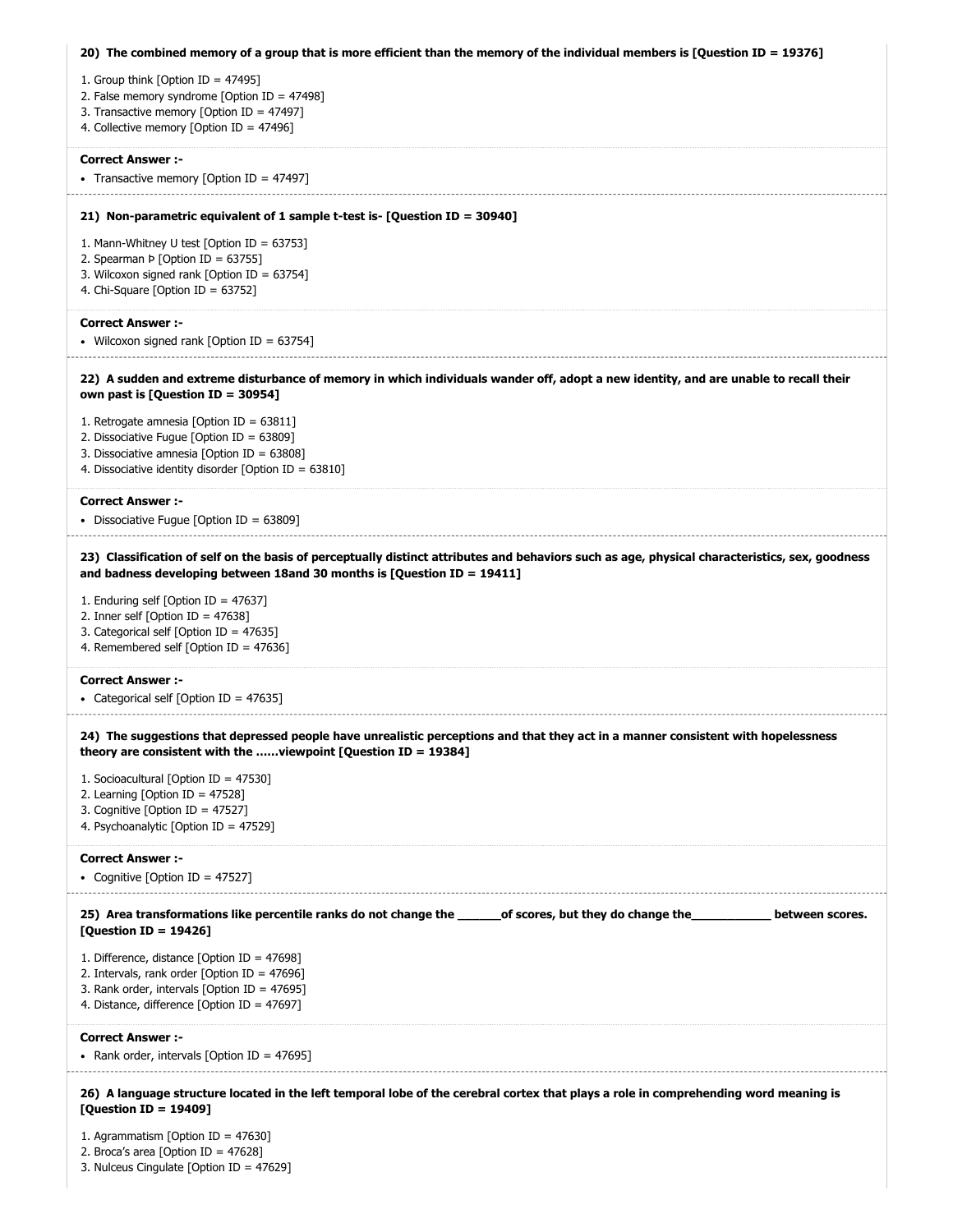**20) The combined memory of a group that is more efficient than the memory of the individual members is [Question ID = 19376]**

1. Group think [Option ID = 47495]
2. False memory syndrome [Option ID = 47498]
3. Transactive memory [Option ID = 47497]
4. Collective memory [Option ID = 47496]

**Correct Answer :-**

- Transactive memory [Option ID = 47497]

**21) Non-parametric equivalent of 1 sample t-test is- [Question ID = 30940]**

1. Mann-Whitney U test [Option ID = 63753]
2. Spearman Þ [Option ID = 63755]
3. Wilcoxon signed rank [Option ID = 63754]
4. Chi-Square [Option ID = 63752]

**Correct Answer :-**

- Wilcoxon signed rank [Option ID = 63754]

**22) A sudden and extreme disturbance of memory in which individuals wander off, adopt a new identity, and are unable to recall their own past is [Question ID = 30954]**

1. Retrogate amnesia [Option ID = 63811]
2. Dissociative Fugue [Option ID = 63809]
3. Dissociative amnesia [Option ID = 63808]
4. Dissociative identity disorder [Option ID = 63810]

**Correct Answer :-**

- Dissociative Fugue [Option ID = 63809]

**23) Classification of self on the basis of perceptually distinct attributes and behaviors such as age, physical characteristics, sex, goodness and badness developing between 18and 30 months is [Question ID = 19411]**

1. Enduring self [Option ID = 47637]
2. Inner self [Option ID = 47638]
3. Categorical self [Option ID = 47635]
4. Remembered self [Option ID = 47636]

**Correct Answer :-**

- Categorical self [Option ID = 47635]

**24) The suggestions that depressed people have unrealistic perceptions and that they act in a manner consistent with hopelessness theory are consistent with the ......viewpoint [Question ID = 19384]**

1. Socioacultural [Option ID = 47530]
2. Learning [Option ID = 47528]
3. Cognitive [Option ID = 47527]
4. Psychoanalytic [Option ID = 47529]

**Correct Answer :-**

- Cognitive [Option ID = 47527]

**25) Area transformations like percentile ranks do not change the _______of scores, but they do change the____________ between scores. [Question ID = 19426]**

1. Difference, distance [Option ID = 47698]
2. Intervals, rank order [Option ID = 47696]
3. Rank order, intervals [Option ID = 47695]
4. Distance, difference [Option ID = 47697]

**Correct Answer :-**

- Rank order, intervals [Option ID = 47695]

**26) A language structure located in the left temporal lobe of the cerebral cortex that plays a role in comprehending word meaning is [Question ID = 19409]**

1. Agrammatism [Option ID = 47630]
2. Broca's area [Option ID = 47628]
3. Nulceus Cingulate [Option ID = 47629]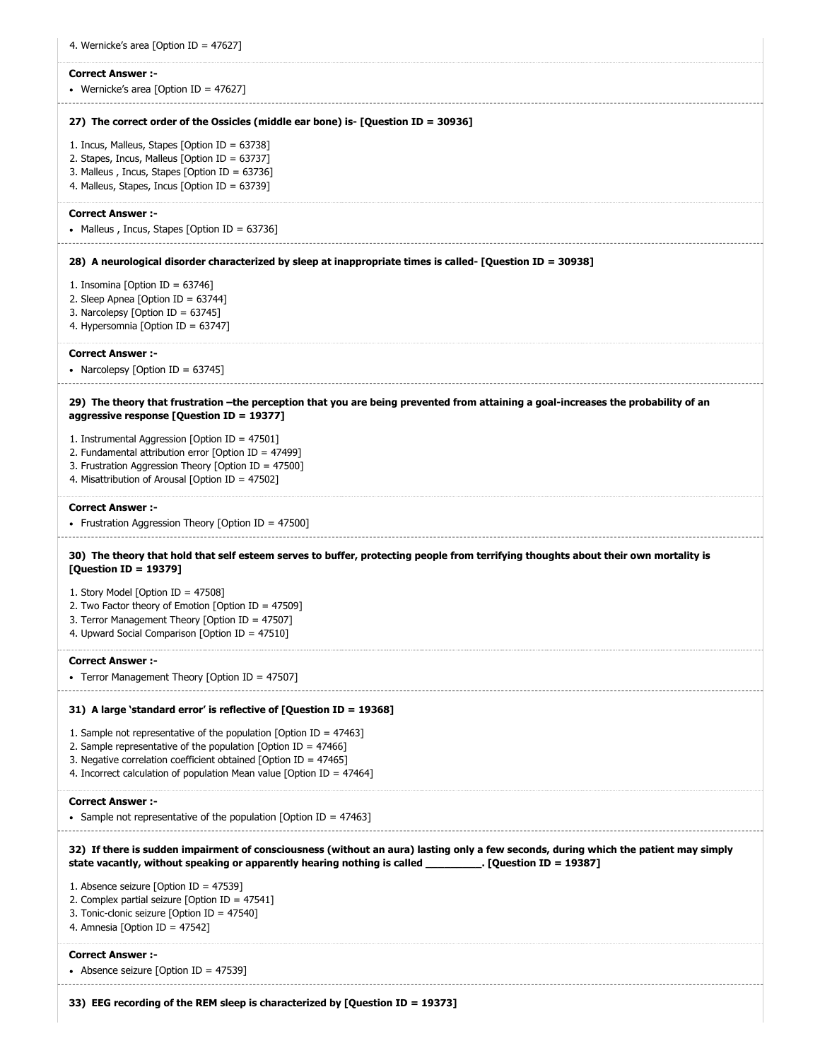4. Wernicke's area [Option ID = 47627]

**Correct Answer :-**

- Wernicke's area [Option ID = 47627]

**27) The correct order of the Ossicles (middle ear bone) is- [Question ID = 30936]**

1. Incus, Malleus, Stapes [Option ID = 63738]
2. Stapes, Incus, Malleus [Option ID = 63737]
3. Malleus , Incus, Stapes [Option ID = 63736]
4. Malleus, Stapes, Incus [Option ID = 63739]

**Correct Answer :-**

- Malleus , Incus, Stapes [Option ID = 63736]

**28) A neurological disorder characterized by sleep at inappropriate times is called- [Question ID = 30938]**

1. Insomina [Option ID = 63746]
2. Sleep Apnea [Option ID = 63744]
3. Narcolepsy [Option ID = 63745]
4. Hypersomnia [Option ID = 63747]

**Correct Answer :-**

- Narcolepsy [Option ID = 63745]

**29) The theory that frustration –the perception that you are being prevented from attaining a goal-increases the probability of an aggressive response [Question ID = 19377]**

1. Instrumental Aggression [Option ID = 47501]
2. Fundamental attribution error [Option ID = 47499]
3. Frustration Aggression Theory [Option ID = 47500]
4. Misattribution of Arousal [Option ID = 47502]

**Correct Answer :-**

- Frustration Aggression Theory [Option ID = 47500]

**30) The theory that hold that self esteem serves to buffer, protecting people from terrifying thoughts about their own mortality is [Question ID = 19379]**

1. Story Model [Option ID = 47508]
2. Two Factor theory of Emotion [Option ID = 47509]
3. Terror Management Theory [Option ID = 47507]
4. Upward Social Comparison [Option ID = 47510]

**Correct Answer :-**

- Terror Management Theory [Option ID = 47507]

**31) A large 'standard error' is reflective of [Question ID = 19368]**

1. Sample not representative of the population [Option ID = 47463]
2. Sample representative of the population [Option ID = 47466]
3. Negative correlation coefficient obtained [Option ID = 47465]
4. Incorrect calculation of population Mean value [Option ID = 47464]

**Correct Answer :-**

- Sample not representative of the population [Option ID = 47463]

**32) If there is sudden impairment of consciousness (without an aura) lasting only a few seconds, during which the patient may simply state vacantly, without speaking or apparently hearing nothing is called __________. [Question ID = 19387]**

1. Absence seizure [Option ID = 47539]
2. Complex partial seizure [Option ID = 47541]
3. Tonic-clonic seizure [Option ID = 47540]
4. Amnesia [Option ID = 47542]

**Correct Answer :-**

- Absence seizure [Option ID = 47539]

**33) EEG recording of the REM sleep is characterized by [Question ID = 19373]**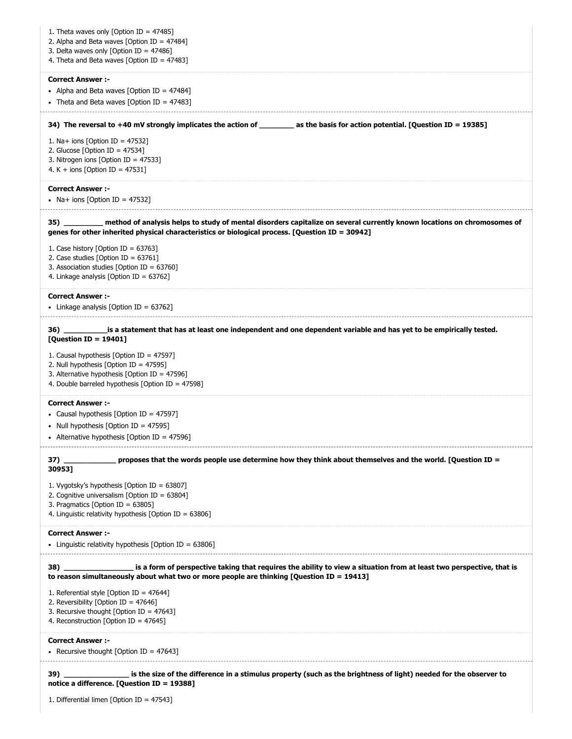1. Theta waves only [Option ID = 47485]
2. Alpha and Beta waves [Option ID = 47484]
3. Delta waves only [Option ID = 47486]
4. Theta and Beta waves [Option ID = 47483]

**Correct Answer :-**

- Alpha and Beta waves [Option ID = 47484]
- Theta and Beta waves [Option ID = 47483]

**34) The reversal to +40 mV strongly implicates the action of ________ as the basis for action potential. [Question ID = 19385]**

1. Na+ ions [Option ID = 47532]
2. Glucose [Option ID = 47534]
3. Nitrogen ions [Option ID = 47533]
4. K + ions [Option ID = 47531]

**Correct Answer :-**

- Na+ ions [Option ID = 47532]

**35) _________ method of analysis helps to study of mental disorders capitalize on several currently known locations on chromosomes of genes for other inherited physical characteristics or biological process. [Question ID = 30942]**

1. Case history [Option ID = 63763]
2. Case studies [Option ID = 63761]
3. Association studies [Option ID = 63760]
4. Linkage analysis [Option ID = 63762]

**Correct Answer :-**

- Linkage analysis [Option ID = 63762]

**36) ___________is a statement that has at least one independent and one dependent variable and has yet to be empirically tested. [Question ID = 19401]**

1. Causal hypothesis [Option ID = 47597]
2. Null hypothesis [Option ID = 47595]
3. Alternative hypothesis [Option ID = 47596]
4. Double barreled hypothesis [Option ID = 47598]

**Correct Answer :-**

- Causal hypothesis [Option ID = 47597]
- Null hypothesis [Option ID = 47595]
- Alternative hypothesis [Option ID = 47596]

**37) _____________ proposes that the words people use determine how they think about themselves and the world. [Question ID = 30953]**

1. Vygotsky's hypothesis [Option ID = 63807]
2. Cognitive universalism [Option ID = 63804]
3. Pragmatics [Option ID = 63805]
4. Linguistic relativity hypothesis [Option ID = 63806]

**Correct Answer :-**

- Linguistic relativity hypothesis [Option ID = 63806]

**38) _________________ is a form of perspective taking that requires the ability to view a situation from at least two perspective, that is to reason simultaneously about what two or more people are thinking [Question ID = 19413]**

1. Referential style [Option ID = 47644]
2. Reversibility [Option ID = 47646]
3. Recursive thought [Option ID = 47643]
4. Reconstruction [Option ID = 47645]

**Correct Answer :-**

- Recursive thought [Option ID = 47643]

**39) ________________ is the size of the difference in a stimulus property (such as the brightness of light) needed for the observer to notice a difference. [Question ID = 19388]**

1. Differential limen [Option ID = 47543]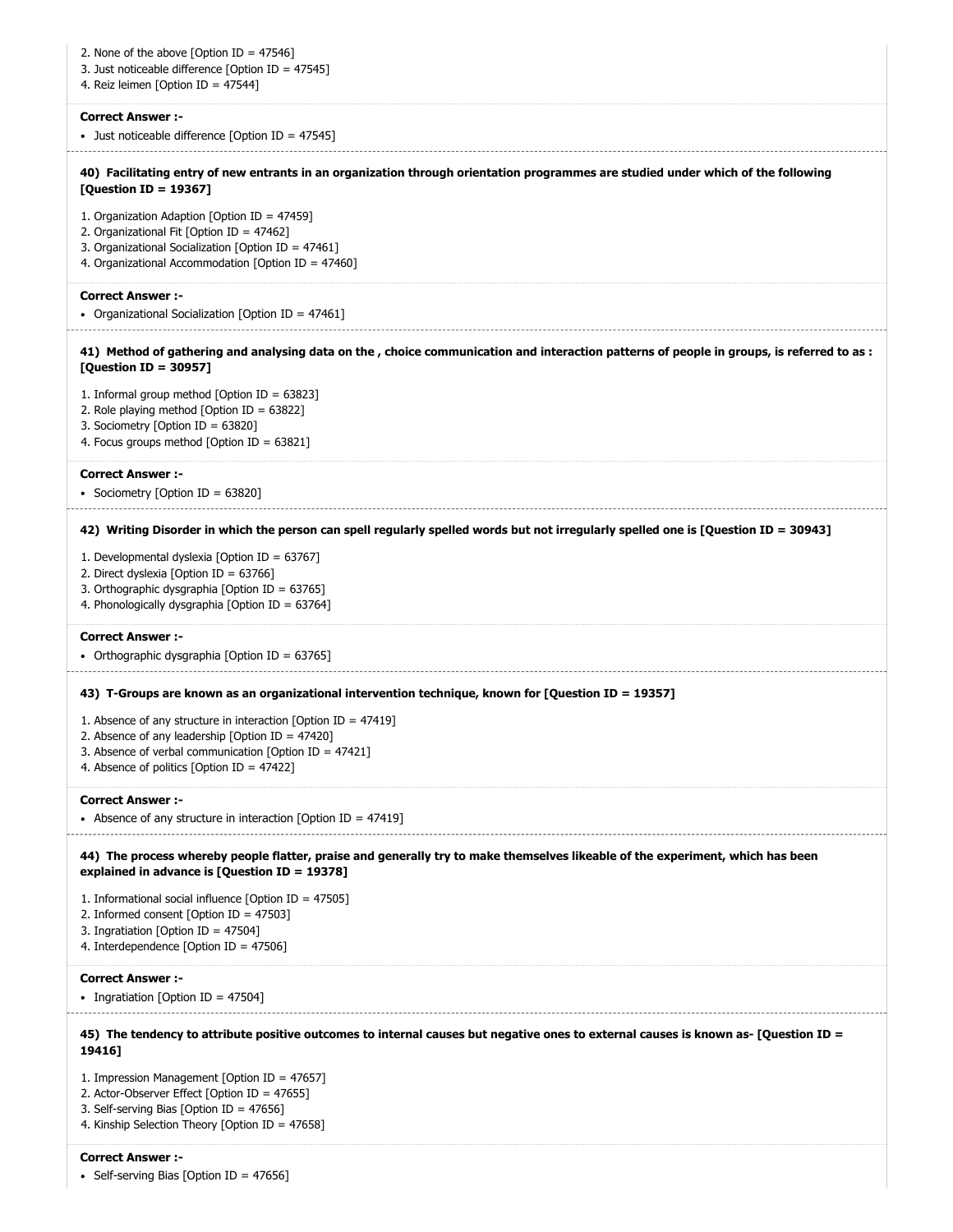2. None of the above [Option ID = 47546]
3. Just noticeable difference [Option ID = 47545]
4. Reiz leimen [Option ID = 47544]

**Correct Answer :-**

- Just noticeable difference [Option ID = 47545]

**40) Facilitating entry of new entrants in an organization through orientation programmes are studied under which of the following [Question ID = 19367]**

1. Organization Adaption [Option ID = 47459]
2. Organizational Fit [Option ID = 47462]
3. Organizational Socialization [Option ID = 47461]
4. Organizational Accommodation [Option ID = 47460]

**Correct Answer :-**

- Organizational Socialization [Option ID = 47461]

**41) Method of gathering and analysing data on the , choice communication and interaction patterns of people in groups, is referred to as : [Question ID = 30957]**

1. Informal group method [Option ID = 63823]
2. Role playing method [Option ID = 63822]
3. Sociometry [Option ID = 63820]
4. Focus groups method [Option ID = 63821]

**Correct Answer :-**

- Sociometry [Option ID = 63820]

**42) Writing Disorder in which the person can spell regularly spelled words but not irregularly spelled one is [Question ID = 30943]**

1. Developmental dyslexia [Option ID = 63767]
2. Direct dyslexia [Option ID = 63766]
3. Orthographic dysgraphia [Option ID = 63765]
4. Phonologically dysgraphia [Option ID = 63764]

**Correct Answer :-**

- Orthographic dysgraphia [Option ID = 63765]

**43) T-Groups are known as an organizational intervention technique, known for [Question ID = 19357]**

1. Absence of any structure in interaction [Option ID = 47419]
2. Absence of any leadership [Option ID = 47420]
3. Absence of verbal communication [Option ID = 47421]
4. Absence of politics [Option ID = 47422]

**Correct Answer :-**

- Absence of any structure in interaction [Option ID = 47419]

**44) The process whereby people flatter, praise and generally try to make themselves likeable of the experiment, which has been explained in advance is [Question ID = 19378]**

1. Informational social influence [Option ID = 47505]
2. Informed consent [Option ID = 47503]
3. Ingratiation [Option ID = 47504]
4. Interdependence [Option ID = 47506]

**Correct Answer :-**

- Ingratiation [Option ID = 47504]

**45) The tendency to attribute positive outcomes to internal causes but negative ones to external causes is known as- [Question ID = 19416]**

1. Impression Management [Option ID = 47657]
2. Actor-Observer Effect [Option ID = 47655]
3. Self-serving Bias [Option ID = 47656]
4. Kinship Selection Theory [Option ID = 47658]

**Correct Answer :-**

- Self-serving Bias [Option ID = 47656]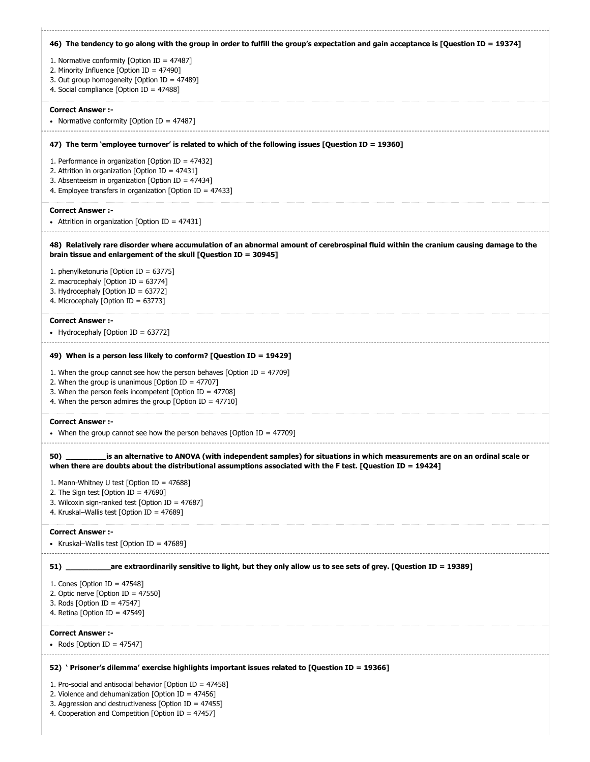**46) The tendency to go along with the group in order to fulfill the group's expectation and gain acceptance is [Question ID = 19374]**

1. Normative conformity [Option ID = 47487]
2. Minority Influence [Option ID = 47490]
3. Out group homogeneity [Option ID = 47489]
4. Social compliance [Option ID = 47488]

**Correct Answer :-**

- Normative conformity [Option ID = 47487]

**47) The term 'employee turnover' is related to which of the following issues [Question ID = 19360]**

1. Performance in organization [Option ID = 47432]
2. Attrition in organization [Option ID = 47431]
3. Absenteeism in organization [Option ID = 47434]
4. Employee transfers in organization [Option ID = 47433]

**Correct Answer :-**

- Attrition in organization [Option ID = 47431]

**48) Relatively rare disorder where accumulation of an abnormal amount of cerebrospinal fluid within the cranium causing damage to the brain tissue and enlargement of the skull [Question ID = 30945]**

1. phenylketonuria [Option ID = 63775]
2. macrocephaly [Option ID = 63774]
3. Hydrocephaly [Option ID = 63772]
4. Microcephaly [Option ID = 63773]

**Correct Answer :-**

- Hydrocephaly [Option ID = 63772]

**49) When is a person less likely to conform? [Question ID = 19429]**

1. When the group cannot see how the person behaves [Option ID = 47709]
2. When the group is unanimous [Option ID = 47707]
3. When the person feels incompetent [Option ID = 47708]
4. When the person admires the group [Option ID = 47710]

**Correct Answer :-**

- When the group cannot see how the person behaves [Option ID = 47709]

**50) __________is an alternative to ANOVA (with independent samples) for situations in which measurements are on an ordinal scale or when there are doubts about the distributional assumptions associated with the F test. [Question ID = 19424]**

1. Mann-Whitney U test [Option ID = 47688]
2. The Sign test [Option ID = 47690]
3. Wilcoxin sign-ranked test [Option ID = 47687]
4. Kruskal–Wallis test [Option ID = 47689]

**Correct Answer :-**

- Kruskal–Wallis test [Option ID = 47689]

**51) ___________are extraordinarily sensitive to light, but they only allow us to see sets of grey. [Question ID = 19389]**

1. Cones [Option ID = 47548]
2. Optic nerve [Option ID = 47550]
3. Rods [Option ID = 47547]
4. Retina [Option ID = 47549]

**Correct Answer :-**

- Rods [Option ID = 47547]

**52) ' Prisoner's dilemma' exercise highlights important issues related to [Question ID = 19366]**

1. Pro-social and antisocial behavior [Option ID = 47458]
2. Violence and dehumanization [Option ID = 47456]
3. Aggression and destructiveness [Option ID = 47455]
4. Cooperation and Competition [Option ID = 47457]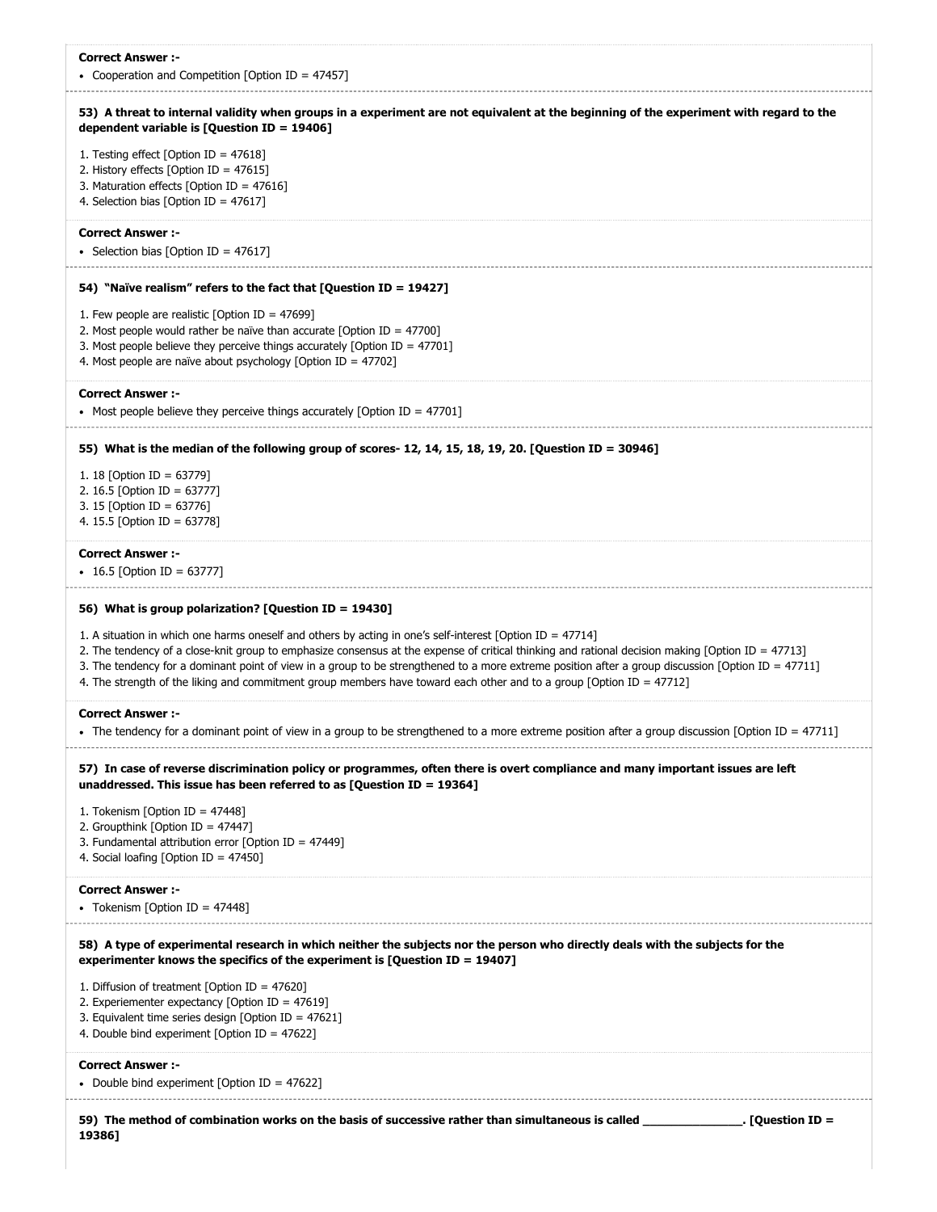**Correct Answer :-**

- Cooperation and Competition [Option ID = 47457]

**53) A threat to internal validity when groups in a experiment are not equivalent at the beginning of the experiment with regard to the dependent variable is [Question ID = 19406]**

1. Testing effect [Option ID = 47618]
2. History effects [Option ID = 47615]
3. Maturation effects [Option ID = 47616]
4. Selection bias [Option ID = 47617]

**Correct Answer :-**

- Selection bias [Option ID = 47617]

**54) "Naïve realism" refers to the fact that [Question ID = 19427]**

1. Few people are realistic [Option ID = 47699]
2. Most people would rather be naïve than accurate [Option ID = 47700]
3. Most people believe they perceive things accurately [Option ID = 47701]
4. Most people are naïve about psychology [Option ID = 47702]

**Correct Answer :-**

- Most people believe they perceive things accurately [Option ID = 47701]

**55) What is the median of the following group of scores- 12, 14, 15, 18, 19, 20. [Question ID = 30946]**

1. 18 [Option ID = 63779]
2. 16.5 [Option ID = 63777]
3. 15 [Option ID = 63776]
4. 15.5 [Option ID = 63778]

**Correct Answer :-**

- 16.5 [Option ID = 63777]

**56) What is group polarization? [Question ID = 19430]**

1. A situation in which one harms oneself and others by acting in one's self-interest [Option ID = 47714]
2. The tendency of a close-knit group to emphasize consensus at the expense of critical thinking and rational decision making [Option ID = 47713]
3. The tendency for a dominant point of view in a group to be strengthened to a more extreme position after a group discussion [Option ID = 47711]
4. The strength of the liking and commitment group members have toward each other and to a group [Option ID = 47712]

**Correct Answer :-**

- The tendency for a dominant point of view in a group to be strengthened to a more extreme position after a group discussion [Option ID = 47711]

**57) In case of reverse discrimination policy or programmes, often there is overt compliance and many important issues are left unaddressed. This issue has been referred to as [Question ID = 19364]**

1. Tokenism [Option ID = 47448]
2. Groupthink [Option ID = 47447]
3. Fundamental attribution error [Option ID = 47449]
4. Social loafing [Option ID = 47450]

**Correct Answer :-**

- Tokenism [Option ID = 47448]

**58) A type of experimental research in which neither the subjects nor the person who directly deals with the subjects for the experimenter knows the specifics of the experiment is [Question ID = 19407]**

1. Diffusion of treatment [Option ID = 47620]
2. Experiementer expectancy [Option ID = 47619]
3. Equivalent time series design [Option ID = 47621]
4. Double bind experiment [Option ID = 47622]

**Correct Answer :-**

- Double bind experiment [Option ID = 47622]

**59) The method of combination works on the basis of successive rather than simultaneous is called _______________. [Question ID = 19386]**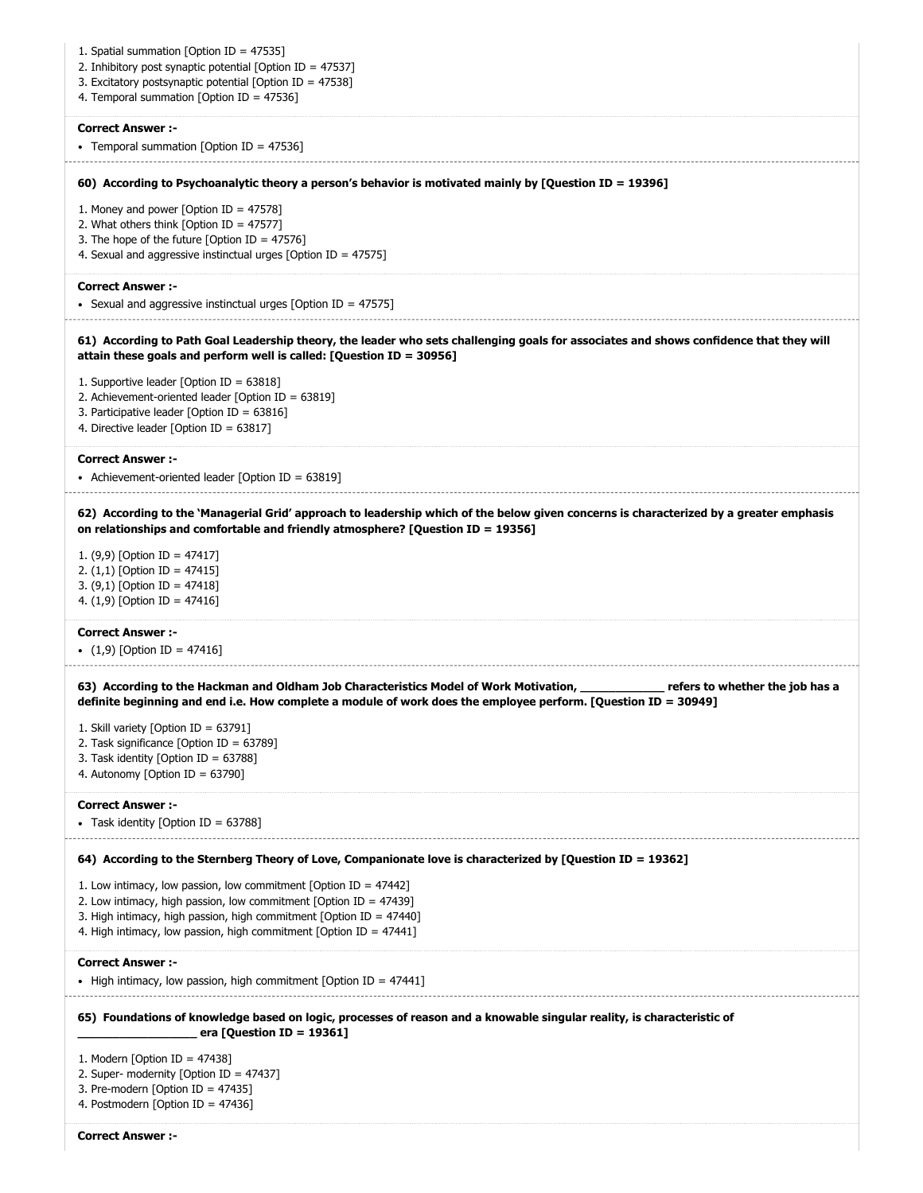1. Spatial summation [Option ID = 47535]
2. Inhibitory post synaptic potential [Option ID = 47537]
3. Excitatory postsynaptic potential [Option ID = 47538]
4. Temporal summation [Option ID = 47536]

**Correct Answer :-**

- Temporal summation [Option ID = 47536]

**60) According to Psychoanalytic theory a person's behavior is motivated mainly by [Question ID = 19396]**

1. Money and power [Option ID = 47578]
2. What others think [Option ID = 47577]
3. The hope of the future [Option ID = 47576]
4. Sexual and aggressive instinctual urges [Option ID = 47575]

**Correct Answer :-**

- Sexual and aggressive instinctual urges [Option ID = 47575]

**61) According to Path Goal Leadership theory, the leader who sets challenging goals for associates and shows confidence that they will attain these goals and perform well is called: [Question ID = 30956]**

1. Supportive leader [Option ID = 63818]
2. Achievement-oriented leader [Option ID = 63819]
3. Participative leader [Option ID = 63816]
4. Directive leader [Option ID = 63817]

**Correct Answer :-**

- Achievement-oriented leader [Option ID = 63819]

**62) According to the 'Managerial Grid' approach to leadership which of the below given concerns is characterized by a greater emphasis on relationships and comfortable and friendly atmosphere? [Question ID = 19356]**

1. (9,9) [Option ID = 47417]
2. (1,1) [Option ID = 47415]
3. (9,1) [Option ID = 47418]
4. (1,9) [Option ID = 47416]

**Correct Answer :-**

- (1,9) [Option ID = 47416]

**63) According to the Hackman and Oldham Job Characteristics Model of Work Motivation, _____________ refers to whether the job has a definite beginning and end i.e. How complete a module of work does the employee perform. [Question ID = 30949]**

1. Skill variety [Option ID = 63791]
2. Task significance [Option ID = 63789]
3. Task identity [Option ID = 63788]
4. Autonomy [Option ID = 63790]

**Correct Answer :-**

- Task identity [Option ID = 63788]

**64) According to the Sternberg Theory of Love, Companionate love is characterized by [Question ID = 19362]**

1. Low intimacy, low passion, low commitment [Option ID = 47442]
2. Low intimacy, high passion, low commitment [Option ID = 47439]
3. High intimacy, high passion, high commitment [Option ID = 47440]
4. High intimacy, low passion, high commitment [Option ID = 47441]

**Correct Answer :-**

- High intimacy, low passion, high commitment [Option ID = 47441]

**65) Foundations of knowledge based on logic, processes of reason and a knowable singular reality, is characteristic of __________________ era [Question ID = 19361]**

1. Modern [Option ID = 47438]
2. Super- modernity [Option ID = 47437]
3. Pre-modern [Option ID = 47435]
4. Postmodern [Option ID = 47436]

**Correct Answer :-**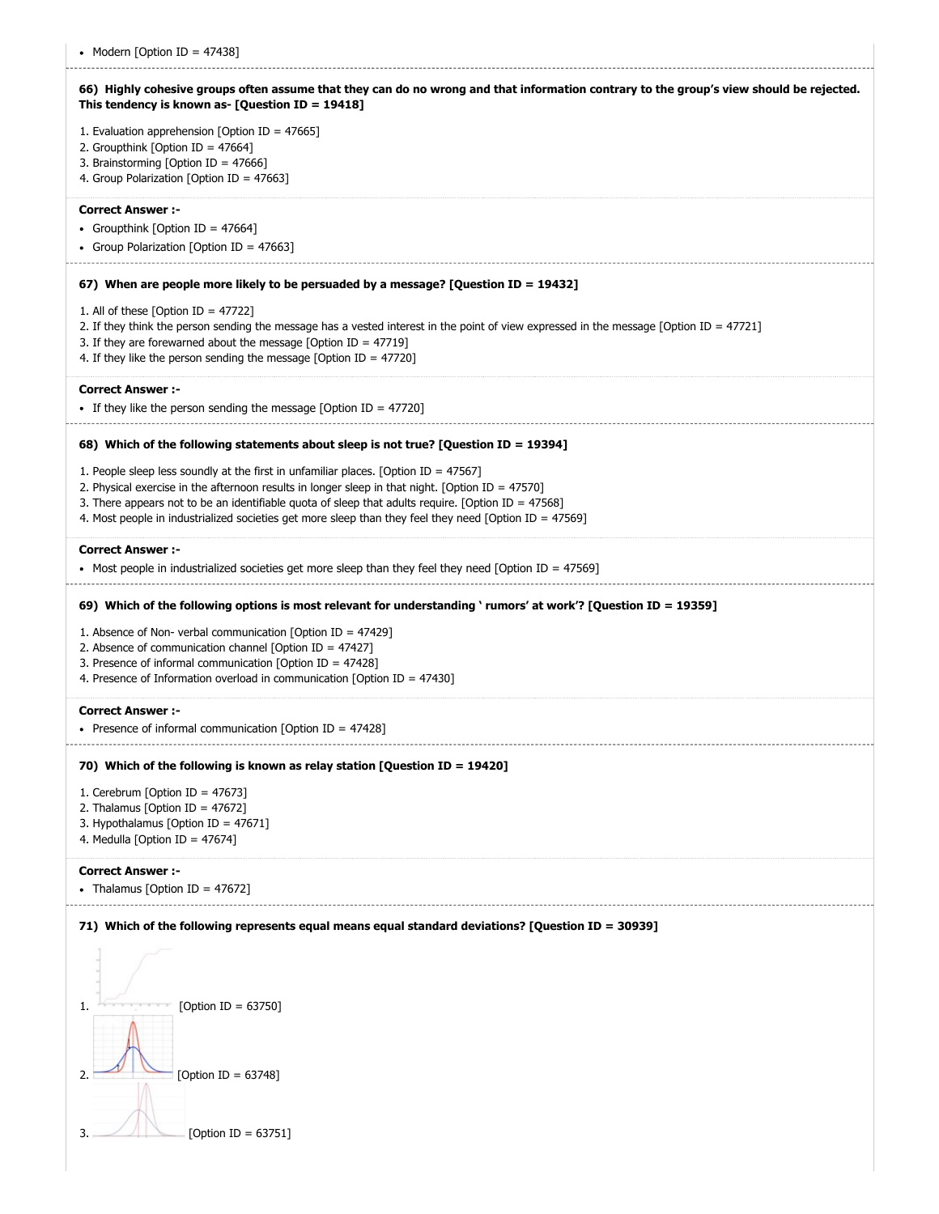- Modern [Option ID = 47438]

**66) Highly cohesive groups often assume that they can do no wrong and that information contrary to the group's view should be rejected. This tendency is known as- [Question ID = 19418]**

1. Evaluation apprehension [Option ID = 47665]
2. Groupthink [Option ID = 47664]
3. Brainstorming [Option ID = 47666]
4. Group Polarization [Option ID = 47663]

**Correct Answer :-**

- Groupthink [Option ID = 47664]
- Group Polarization [Option ID = 47663]

**67) When are people more likely to be persuaded by a message? [Question ID = 19432]**

1. All of these [Option ID = 47722]
2. If they think the person sending the message has a vested interest in the point of view expressed in the message [Option ID = 47721]
3. If they are forewarned about the message [Option ID = 47719]
4. If they like the person sending the message [Option ID = 47720]

**Correct Answer :-**

- If they like the person sending the message [Option ID = 47720]

**68) Which of the following statements about sleep is not true? [Question ID = 19394]**

1. People sleep less soundly at the first in unfamiliar places. [Option ID = 47567]
2. Physical exercise in the afternoon results in longer sleep in that night. [Option ID = 47570]
3. There appears not to be an identifiable quota of sleep that adults require. [Option ID = 47568]
4. Most people in industrialized societies get more sleep than they feel they need [Option ID = 47569]

**Correct Answer :-**

- Most people in industrialized societies get more sleep than they feel they need [Option ID = 47569]

**69) Which of the following options is most relevant for understanding ' rumors' at work'? [Question ID = 19359]**

1. Absence of Non- verbal communication [Option ID = 47429]
2. Absence of communication channel [Option ID = 47427]
3. Presence of informal communication [Option ID = 47428]
4. Presence of Information overload in communication [Option ID = 47430]

**Correct Answer :-**

- Presence of informal communication [Option ID = 47428]

**70) Which of the following is known as relay station [Question ID = 19420]**

1. Cerebrum [Option ID = 47673]
2. Thalamus [Option ID = 47672]
3. Hypothalamus [Option ID = 47671]
4. Medulla [Option ID = 47674]

**Correct Answer :-**

- Thalamus [Option ID = 47672]

**71) Which of the following represents equal means equal standard deviations? [Question ID = 30939]**

1. [Option ID = 63750]
2. [Option ID = 63748]
3. [Option ID = 63751]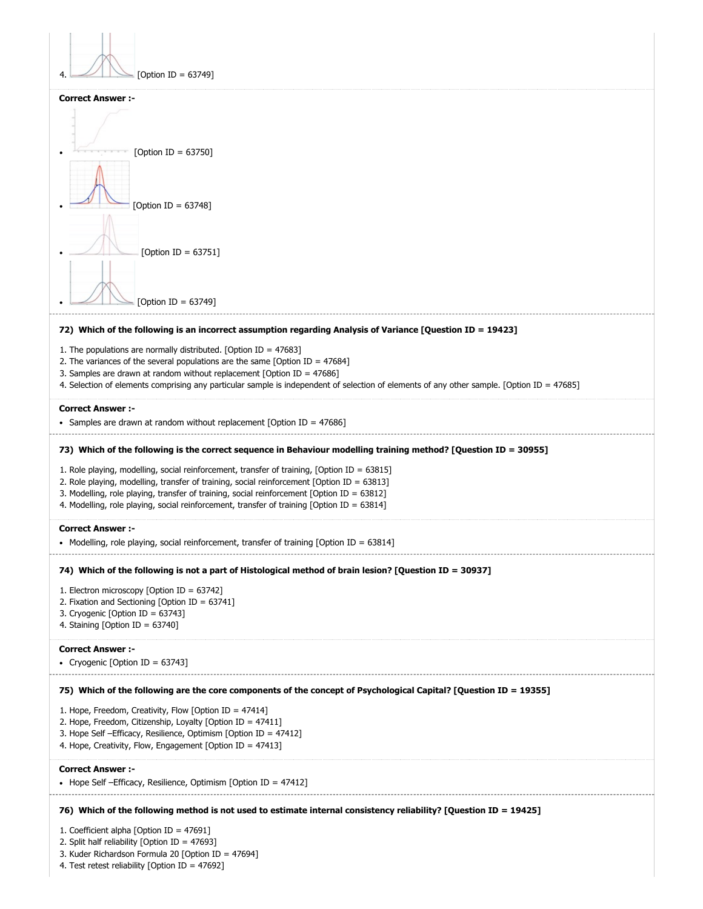4. [Option ID = 63749]

**Correct Answer :-**

- [Option ID = 63750]
- [Option ID = 63748]
- [Option ID = 63751]
- [Option ID = 63749]

**72) Which of the following is an incorrect assumption regarding Analysis of Variance [Question ID = 19423]**

1. The populations are normally distributed. [Option ID = 47683]
2. The variances of the several populations are the same [Option ID = 47684]
3. Samples are drawn at random without replacement [Option ID = 47686]
4. Selection of elements comprising any particular sample is independent of selection of elements of any other sample. [Option ID = 47685]

**Correct Answer :-**

- Samples are drawn at random without replacement [Option ID = 47686]

**73) Which of the following is the correct sequence in Behaviour modelling training method? [Question ID = 30955]**

1. Role playing, modelling, social reinforcement, transfer of training, [Option ID = 63815]
2. Role playing, modelling, transfer of training, social reinforcement [Option ID = 63813]
3. Modelling, role playing, transfer of training, social reinforcement [Option ID = 63812]
4. Modelling, role playing, social reinforcement, transfer of training [Option ID = 63814]

**Correct Answer :-**

- Modelling, role playing, social reinforcement, transfer of training [Option ID = 63814]

**74) Which of the following is not a part of Histological method of brain lesion? [Question ID = 30937]**

1. Electron microscopy [Option ID = 63742]
2. Fixation and Sectioning [Option ID = 63741]
3. Cryogenic [Option ID = 63743]
4. Staining [Option ID = 63740]

**Correct Answer :-**

- Cryogenic [Option ID = 63743]

**75) Which of the following are the core components of the concept of Psychological Capital? [Question ID = 19355]**

1. Hope, Freedom, Creativity, Flow [Option ID = 47414]
2. Hope, Freedom, Citizenship, Loyalty [Option ID = 47411]
3. Hope Self –Efficacy, Resilience, Optimism [Option ID = 47412]
4. Hope, Creativity, Flow, Engagement [Option ID = 47413]

**Correct Answer :-**

- Hope Self –Efficacy, Resilience, Optimism [Option ID = 47412]

**76) Which of the following method is not used to estimate internal consistency reliability? [Question ID = 19425]**

1. Coefficient alpha [Option ID = 47691]
2. Split half reliability [Option ID = 47693]
3. Kuder Richardson Formula 20 [Option ID = 47694]
4. Test retest reliability [Option ID = 47692]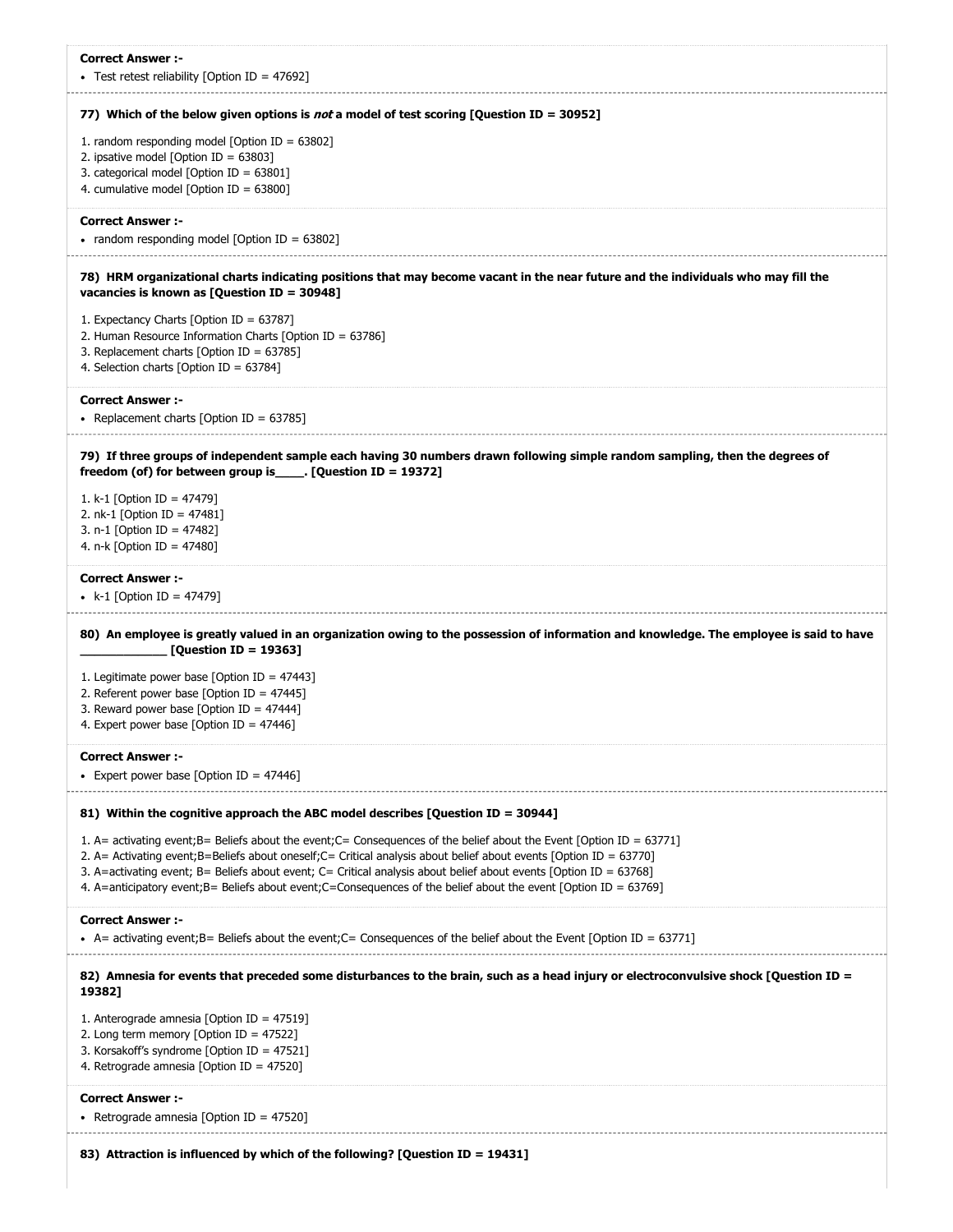**Correct Answer :-**

- Test retest reliability [Option ID = 47692]

**77) Which of the below given options is *not* a model of test scoring [Question ID = 30952]**

1. random responding model [Option ID = 63802]
2. ipsative model [Option ID = 63803]
3. categorical model [Option ID = 63801]
4. cumulative model [Option ID = 63800]

**Correct Answer :-**

- random responding model [Option ID = 63802]

**78) HRM organizational charts indicating positions that may become vacant in the near future and the individuals who may fill the vacancies is known as [Question ID = 30948]**

1. Expectancy Charts [Option ID = 63787]
2. Human Resource Information Charts [Option ID = 63786]
3. Replacement charts [Option ID = 63785]
4. Selection charts [Option ID = 63784]

**Correct Answer :-**

- Replacement charts [Option ID = 63785]

**79) If three groups of independent sample each having 30 numbers drawn following simple random sampling, then the degrees of freedom (of) for between group is____. [Question ID = 19372]**

1. k-1 [Option ID = 47479]
2. nk-1 [Option ID = 47481]
3. n-1 [Option ID = 47482]
4. n-k [Option ID = 47480]

**Correct Answer :-**

- k-1 [Option ID = 47479]

**80) An employee is greatly valued in an organization owing to the possession of information and knowledge. The employee is said to have ____________ [Question ID = 19363]**

1. Legitimate power base [Option ID = 47443]
2. Referent power base [Option ID = 47445]
3. Reward power base [Option ID = 47444]
4. Expert power base [Option ID = 47446]

**Correct Answer :-**

- Expert power base [Option ID = 47446]

**81) Within the cognitive approach the ABC model describes [Question ID = 30944]**

1. A= activating event;B= Beliefs about the event;C= Consequences of the belief about the Event [Option ID = 63771]
2. A= Activating event;B=Beliefs about oneself;C= Critical analysis about belief about events [Option ID = 63770]
3. A=activating event; B= Beliefs about event; C= Critical analysis about belief about events [Option ID = 63768]
4. A=anticipatory event;B= Beliefs about event;C=Consequences of the belief about the event [Option ID = 63769]

**Correct Answer :-**

- A= activating event;B= Beliefs about the event;C= Consequences of the belief about the Event [Option ID = 63771]

**82) Amnesia for events that preceded some disturbances to the brain, such as a head injury or electroconvulsive shock [Question ID = 19382]**

1. Anterograde amnesia [Option ID = 47519]
2. Long term memory [Option ID = 47522]
3. Korsakoff's syndrome [Option ID = 47521]
4. Retrograde amnesia [Option ID = 47520]

**Correct Answer :-**

- Retrograde amnesia [Option ID = 47520]

**83) Attraction is influenced by which of the following? [Question ID = 19431]**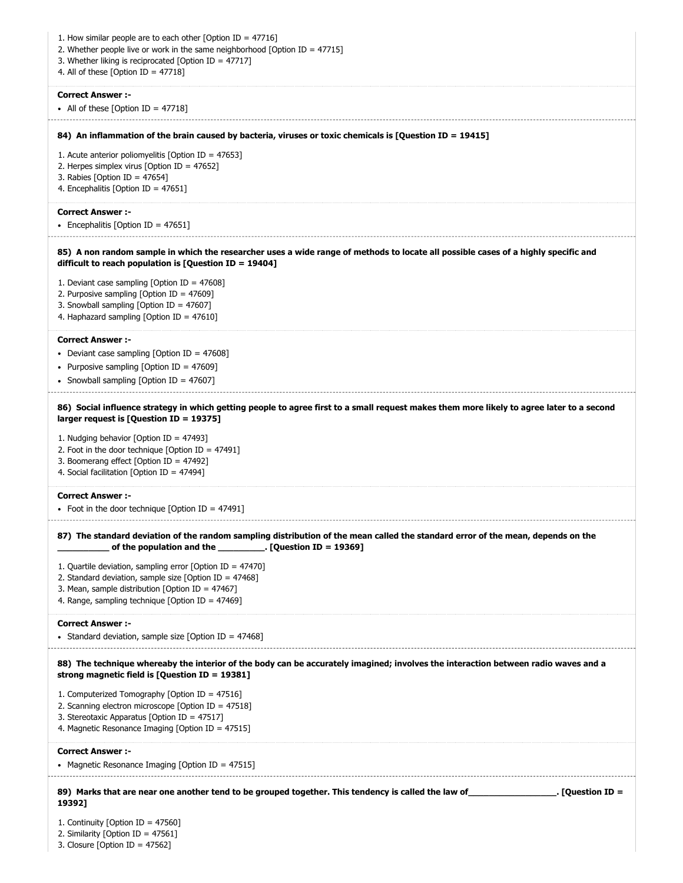1. How similar people are to each other [Option ID = 47716]
2. Whether people live or work in the same neighborhood [Option ID = 47715]
3. Whether liking is reciprocated [Option ID = 47717]
4. All of these [Option ID = 47718]

**Correct Answer :-**

- All of these [Option ID = 47718]

---

**84) An inflammation of the brain caused by bacteria, viruses or toxic chemicals is [Question ID = 19415]**

1. Acute anterior poliomyelitis [Option ID = 47653]
2. Herpes simplex virus [Option ID = 47652]
3. Rabies [Option ID = 47654]
4. Encephalitis [Option ID = 47651]

**Correct Answer :-**

- Encephalitis [Option ID = 47651]

---

**85) A non random sample in which the researcher uses a wide range of methods to locate all possible cases of a highly specific and difficult to reach population is [Question ID = 19404]**

1. Deviant case sampling [Option ID = 47608]
2. Purposive sampling [Option ID = 47609]
3. Snowball sampling [Option ID = 47607]
4. Haphazard sampling [Option ID = 47610]

**Correct Answer :-**

- Deviant case sampling [Option ID = 47608]
- Purposive sampling [Option ID = 47609]
- Snowball sampling [Option ID = 47607]

---

**86) Social influence strategy in which getting people to agree first to a small request makes them more likely to agree later to a second larger request is [Question ID = 19375]**

1. Nudging behavior [Option ID = 47493]
2. Foot in the door technique [Option ID = 47491]
3. Boomerang effect [Option ID = 47492]
4. Social facilitation [Option ID = 47494]

**Correct Answer :-**

- Foot in the door technique [Option ID = 47491]

---

**87) The standard deviation of the random sampling distribution of the mean called the standard error of the mean, depends on the __________ of the population and the _________. [Question ID = 19369]**

1. Quartile deviation, sampling error [Option ID = 47470]
2. Standard deviation, sample size [Option ID = 47468]
3. Mean, sample distribution [Option ID = 47467]
4. Range, sampling technique [Option ID = 47469]

**Correct Answer :-**

- Standard deviation, sample size [Option ID = 47468]

---

**88) The technique whereaby the interior of the body can be accurately imagined; involves the interaction between radio waves and a strong magnetic field is [Question ID = 19381]**

1. Computerized Tomography [Option ID = 47516]
2. Scanning electron microscope [Option ID = 47518]
3. Stereotaxic Apparatus [Option ID = 47517]
4. Magnetic Resonance Imaging [Option ID = 47515]

**Correct Answer :-**

- Magnetic Resonance Imaging [Option ID = 47515]

---

**89) Marks that are near one another tend to be grouped together. This tendency is called the law of__________________. [Question ID = 19392]**

1. Continuity [Option ID = 47560]
2. Similarity [Option ID = 47561]
3. Closure [Option ID = 47562]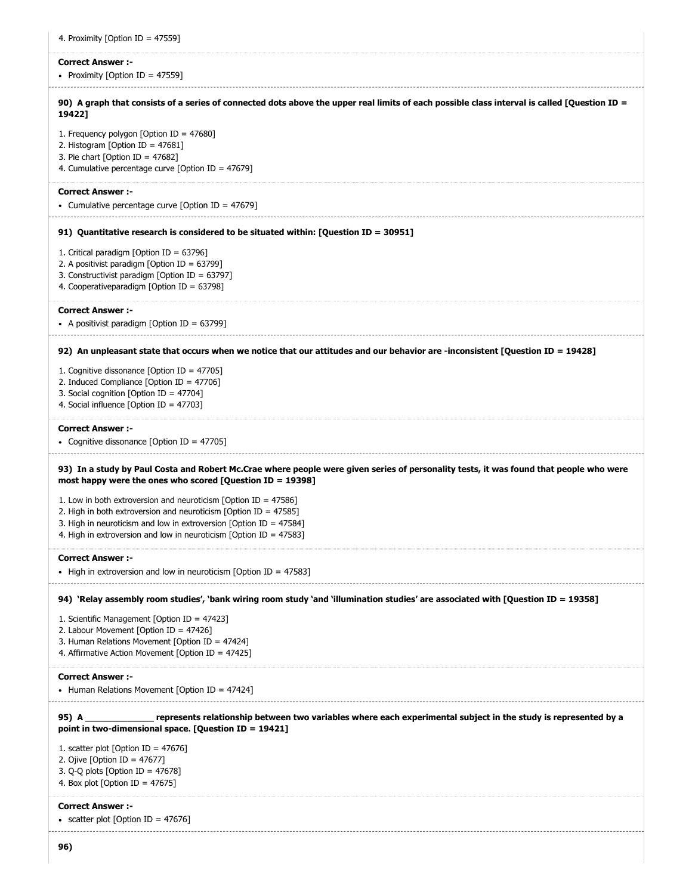4. Proximity [Option ID = 47559]

**Correct Answer :-**

- Proximity [Option ID = 47559]

**90) A graph that consists of a series of connected dots above the upper real limits of each possible class interval is called [Question ID = 19422]**

1. Frequency polygon [Option ID = 47680]
2. Histogram [Option ID = 47681]
3. Pie chart [Option ID = 47682]
4. Cumulative percentage curve [Option ID = 47679]

**Correct Answer :-**

- Cumulative percentage curve [Option ID = 47679]

**91) Quantitative research is considered to be situated within: [Question ID = 30951]**

1. Critical paradigm [Option ID = 63796]
2. A positivist paradigm [Option ID = 63799]
3. Constructivist paradigm [Option ID = 63797]
4. Cooperativeparadigm [Option ID = 63798]

**Correct Answer :-**

- A positivist paradigm [Option ID = 63799]

**92) An unpleasant state that occurs when we notice that our attitudes and our behavior are -inconsistent [Question ID = 19428]**

1. Cognitive dissonance [Option ID = 47705]
2. Induced Compliance [Option ID = 47706]
3. Social cognition [Option ID = 47704]
4. Social influence [Option ID = 47703]

**Correct Answer :-**

- Cognitive dissonance [Option ID = 47705]

**93) In a study by Paul Costa and Robert Mc.Crae where people were given series of personality tests, it was found that people who were most happy were the ones who scored [Question ID = 19398]**

1. Low in both extroversion and neuroticism [Option ID = 47586]
2. High in both extroversion and neuroticism [Option ID = 47585]
3. High in neuroticism and low in extroversion [Option ID = 47584]
4. High in extroversion and low in neuroticism [Option ID = 47583]

**Correct Answer :-**

- High in extroversion and low in neuroticism [Option ID = 47583]

**94) 'Relay assembly room studies', 'bank wiring room study 'and 'illumination studies' are associated with [Question ID = 19358]**

1. Scientific Management [Option ID = 47423]
2. Labour Movement [Option ID = 47426]
3. Human Relations Movement [Option ID = 47424]
4. Affirmative Action Movement [Option ID = 47425]

**Correct Answer :-**

- Human Relations Movement [Option ID = 47424]

**95) A ______________ represents relationship between two variables where each experimental subject in the study is represented by a point in two-dimensional space. [Question ID = 19421]**

1. scatter plot [Option ID = 47676]
2. Ojive [Option ID = 47677]
3. Q-Q plots [Option ID = 47678]
4. Box plot [Option ID = 47675]

**Correct Answer :-**

- scatter plot [Option ID = 47676]

**96)**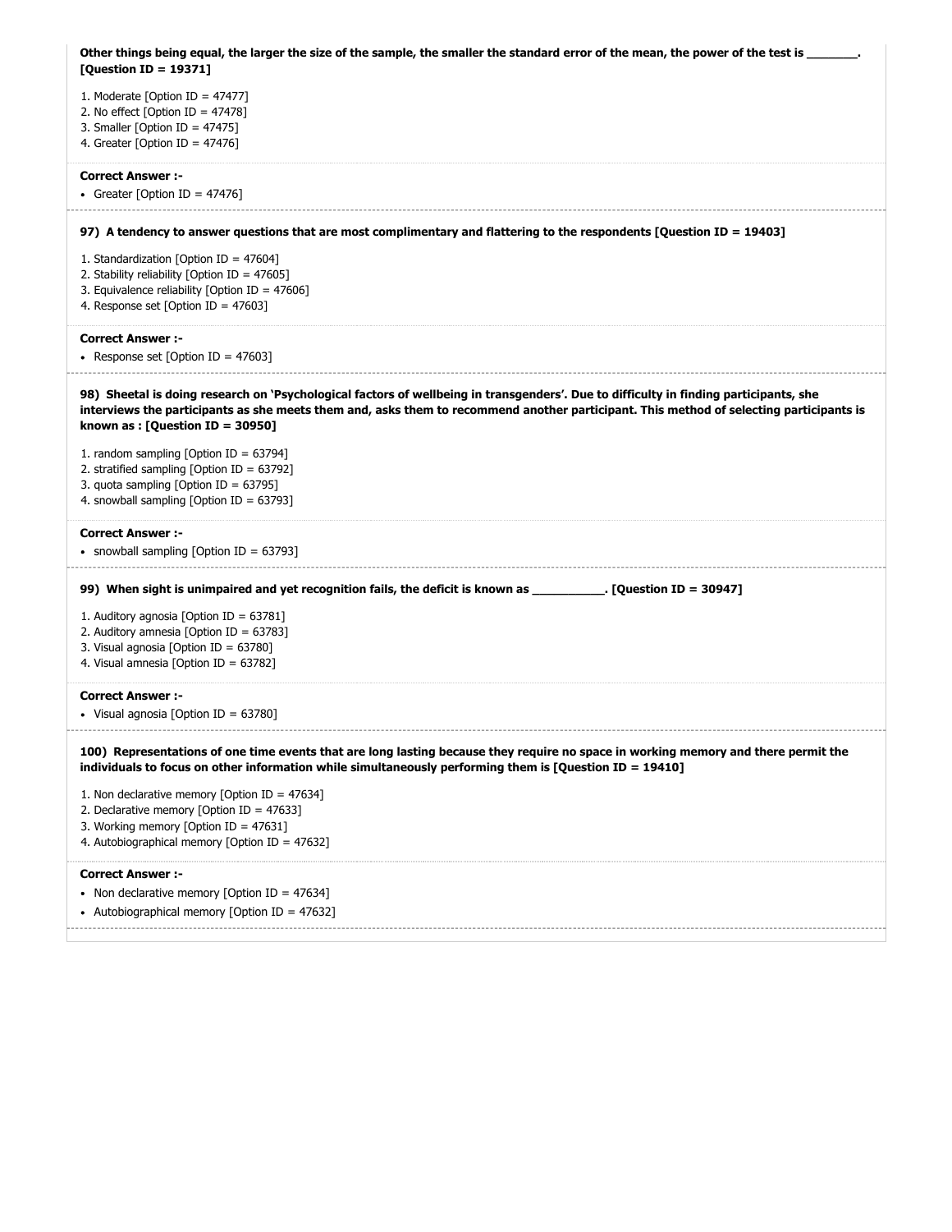**Other things being equal, the larger the size of the sample, the smaller the standard error of the mean, the power of the test is ________. [Question ID = 19371]**

1. Moderate [Option ID = 47477]
2. No effect [Option ID = 47478]
3. Smaller [Option ID = 47475]
4. Greater [Option ID = 47476]

**Correct Answer :-**

- Greater [Option ID = 47476]

---

**97) A tendency to answer questions that are most complimentary and flattering to the respondents [Question ID = 19403]**

1. Standardization [Option ID = 47604]
2. Stability reliability [Option ID = 47605]
3. Equivalence reliability [Option ID = 47606]
4. Response set [Option ID = 47603]

**Correct Answer :-**

- Response set [Option ID = 47603]

---

**98) Sheetal is doing research on 'Psychological factors of wellbeing in transgenders'. Due to difficulty in finding participants, she interviews the participants as she meets them and, asks them to recommend another participant. This method of selecting participants is known as : [Question ID = 30950]**

1. random sampling [Option ID = 63794]
2. stratified sampling [Option ID = 63792]
3. quota sampling [Option ID = 63795]
4. snowball sampling [Option ID = 63793]

**Correct Answer :-**

- snowball sampling [Option ID = 63793]

---

**99) When sight is unimpaired and yet recognition fails, the deficit is known as ___________. [Question ID = 30947]**

1. Auditory agnosia [Option ID = 63781]
2. Auditory amnesia [Option ID = 63783]
3. Visual agnosia [Option ID = 63780]
4. Visual amnesia [Option ID = 63782]

**Correct Answer :-**

- Visual agnosia [Option ID = 63780]

---

**100) Representations of one time events that are long lasting because they require no space in working memory and there permit the individuals to focus on other information while simultaneously performing them is [Question ID = 19410]**

1. Non declarative memory [Option ID = 47634]
2. Declarative memory [Option ID = 47633]
3. Working memory [Option ID = 47631]
4. Autobiographical memory [Option ID = 47632]

**Correct Answer :-**

- Non declarative memory [Option ID = 47634]
- Autobiographical memory [Option ID = 47632]